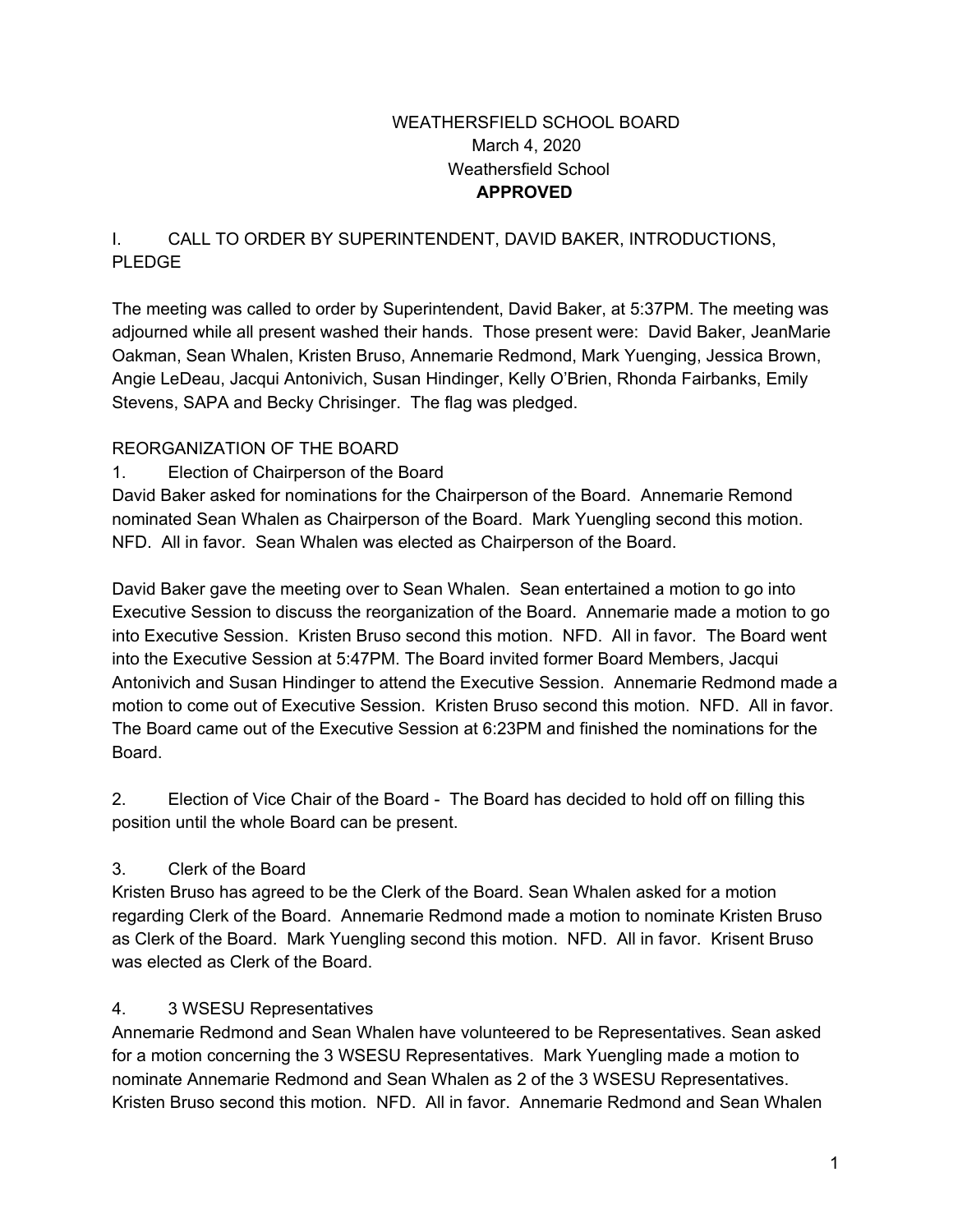# WEATHERSFIELD SCHOOL BOARD

March 4, 2020

Weathersfield School

**APPROVED**

## I. CALL TO ORDER BY SUPERINTENDENT, DAVID BAKER, INTRODUCTIONS, PLEDGE

The meeting was called to order by Superintendent, David Baker, at 5:37PM. The meeting was adjourned while all present washed their hands. Those present were: David Baker, JeanMarie Oakman, Sean Whalen, Kristen Bruso, Annemarie Redmond, Mark Yuenging, Jessica Brown, Angie LeDeau, Jacqui Antonivich, Susan Hindinger, Kelly O'Brien, Rhonda Fairbanks, Emily Stevens, SAPA and Becky Chrisinger. The flag was pledged.

## REORGANIZATION OF THE BOARD

1. Election of Chairperson of the Board

David Baker asked for nominations for the Chairperson of the Board. Annemarie Remond nominated Sean Whalen as Chairperson of the Board. Mark Yuengling second this motion. NFD. All in favor. Sean Whalen was elected as Chairperson of the Board.

David Baker gave the meeting over to Sean Whalen. Sean entertained a motion to go into Executive Session to discuss the reorganization of the Board. Annemarie made a motion to go into Executive Session. Kristen Bruso second this motion. NFD. All in favor. The Board went into the Executive Session at 5:47PM. The Board invited former Board Members, Jacqui Antonivich and Susan Hindinger to attend the Executive Session. Annemarie Redmond made a motion to come out of Executive Session. Kristen Bruso second this motion. NFD. All in favor. The Board came out of the Executive Session at 6:23PM and finished the nominations for the Board.

2. Election of Vice Chair of the Board - The Board has decided to hold off on filling this position until the whole Board can be present.

3. Clerk of the Board

Kristen Bruso has agreed to be the Clerk of the Board. Sean Whalen asked for a motion regarding Clerk of the Board. Annemarie Redmond made a motion to nominate Kristen Bruso as Clerk of the Board. Mark Yuengling second this motion. NFD. All in favor. Krisent Bruso was elected as Clerk of the Board.

4. 3 WSESU Representatives

Annemarie Redmond and Sean Whalen have volunteered to be Representatives. Sean asked for a motion concerning the 3 WSESU Representatives. Mark Yuengling made a motion to nominate Annemarie Redmond and Sean Whalen as 2 of the 3 WSESU Representatives. Kristen Bruso second this motion. NFD. All in favor. Annemarie Redmond and Sean Whalen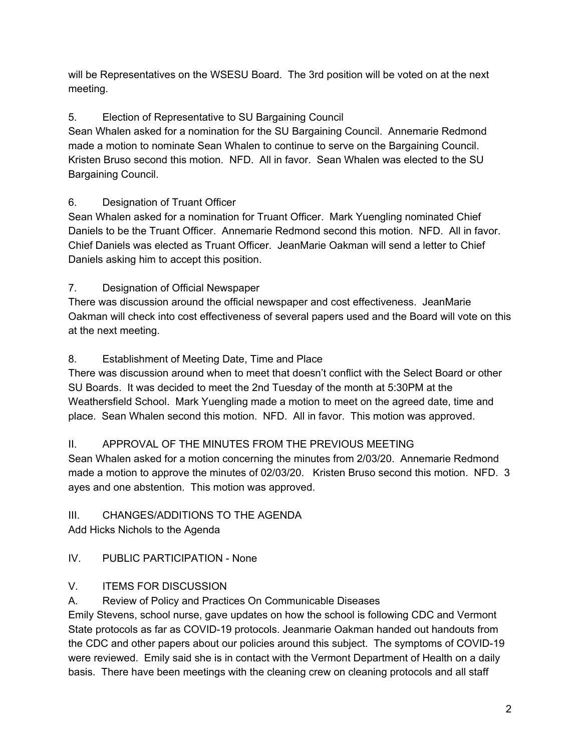will be Representatives on the WSESU Board. The 3rd position will be voted on at the next meeting.

5. Election of Representative to SU Bargaining Council

Sean Whalen asked for a nomination for the SU Bargaining Council. Annemarie Redmond made a motion to nominate Sean Whalen to continue to serve on the Bargaining Council. Kristen Bruso second this motion. NFD. All in favor. Sean Whalen was elected to the SU Bargaining Council.

6. Designation of Truant Officer

Sean Whalen asked for a nomination for Truant Officer. Mark Yuengling nominated Chief Daniels to be the Truant Officer. Annemarie Redmond second this motion. NFD. All in favor. Chief Daniels was elected as Truant Officer. JeanMarie Oakman will send a letter to Chief Daniels asking him to accept this position.

7. Designation of Official Newspaper

There was discussion around the official newspaper and cost effectiveness. JeanMarie Oakman will check into cost effectiveness of several papers used and the Board will vote on this at the next meeting.

8. Establishment of Meeting Date, Time and Place

There was discussion around when to meet that doesn't conflict with the Select Board or other SU Boards. It was decided to meet the 2nd Tuesday of the month at 5:30PM at the Weathersfield School. Mark Yuengling made a motion to meet on the agreed date, time and place. Sean Whalen second this motion. NFD. All in favor. This motion was approved.

## II. APPROVAL OF THE MINUTES FROM THE PREVIOUS MEETING

Sean Whalen asked for a motion concerning the minutes from 2/03/20. Annemarie Redmond made a motion to approve the minutes of 02/03/20. Kristen Bruso second this motion. NFD. 3 ayes and one abstention. This motion was approved.

## III. CHANGES/ADDITIONS TO THE AGENDA

Add Hicks Nichols to the Agenda

## IV. PUBLIC PARTICIPATION - None

## V. ITEMS FOR DISCUSSION

A. Review of Policy and Practices On Communicable Diseases

Emily Stevens, school nurse, gave updates on how the school is following CDC and Vermont State protocols as far as COVID-19 protocols. Jeanmarie Oakman handed out handouts from the CDC and other papers about our policies around this subject. The symptoms of COVID-19 were reviewed. Emily said she is in contact with the Vermont Department of Health on a daily basis. There have been meetings with the cleaning crew on cleaning protocols and all staff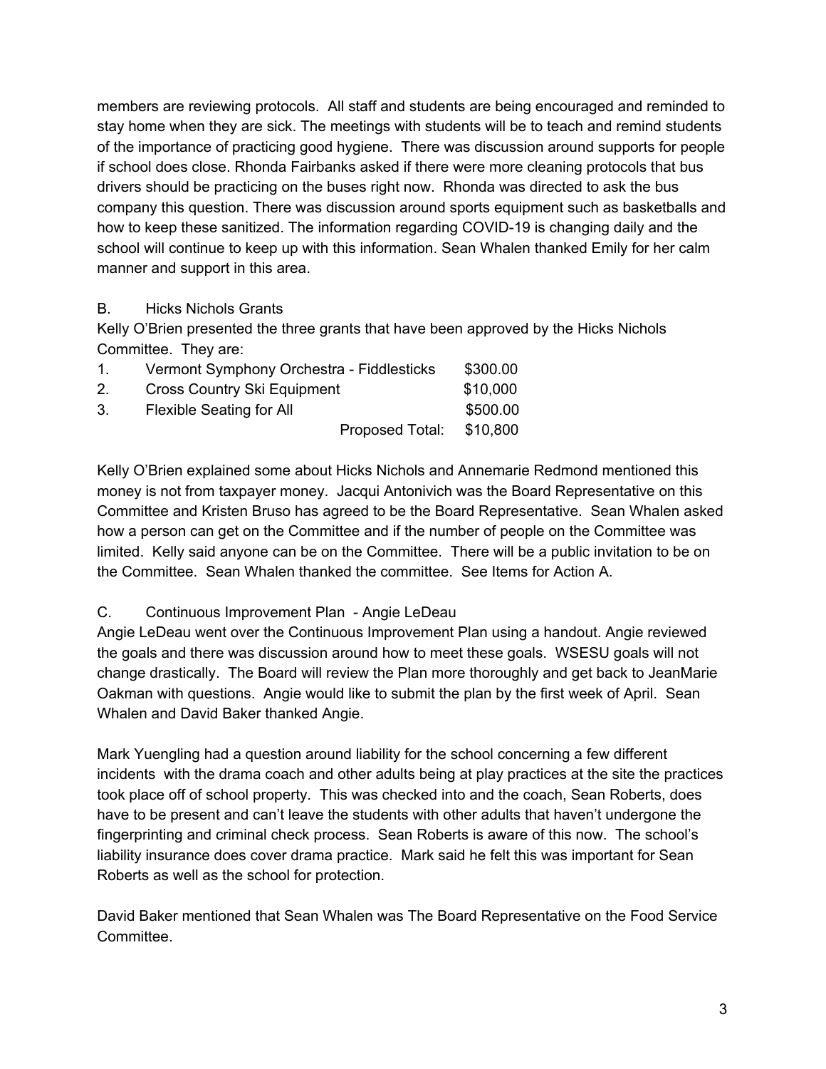members are reviewing protocols. All staff and students are being encouraged and reminded to stay home when they are sick. The meetings with students will be to teach and remind students of the importance of practicing good hygiene. There was discussion around supports for people if school does close. Rhonda Fairbanks asked if there were more cleaning protocols that bus drivers should be practicing on the buses right now. Rhonda was directed to ask the bus company this question. There was discussion around sports equipment such as basketballs and how to keep these sanitized. The information regarding COVID-19 is changing daily and the school will continue to keep up with this information. Sean Whalen thanked Emily for her calm manner and support in this area.

B. Hicks Nichols Grants

Kelly O'Brien presented the three grants that have been approved by the Hicks Nichols Committee. They are:

| | | |
|---|---|---|
| 1. | Vermont Symphony Orchestra - Fiddlesticks | \$300.00 |
| 2. | Cross Country Ski Equipment | \$10,000 |
| 3. | Flexible Seating for All | \$500.00 |
| | Proposed Total: | \$10,800 |

Kelly O'Brien explained some about Hicks Nichols and Annemarie Redmond mentioned this money is not from taxpayer money. Jacqui Antonivich was the Board Representative on this Committee and Kristen Bruso has agreed to be the Board Representative. Sean Whalen asked how a person can get on the Committee and if the number of people on the Committee was limited. Kelly said anyone can be on the Committee. There will be a public invitation to be on the Committee. Sean Whalen thanked the committee. See Items for Action A.

C. Continuous Improvement Plan - Angie LeDeau

Angie LeDeau went over the Continuous Improvement Plan using a handout. Angie reviewed the goals and there was discussion around how to meet these goals. WSESU goals will not change drastically. The Board will review the Plan more thoroughly and get back to JeanMarie Oakman with questions. Angie would like to submit the plan by the first week of April. Sean Whalen and David Baker thanked Angie.

Mark Yuengling had a question around liability for the school concerning a few different incidents with the drama coach and other adults being at play practices at the site the practices took place off of school property. This was checked into and the coach, Sean Roberts, does have to be present and can't leave the students with other adults that haven't undergone the fingerprinting and criminal check process. Sean Roberts is aware of this now. The school's liability insurance does cover drama practice. Mark said he felt this was important for Sean Roberts as well as the school for protection.

David Baker mentioned that Sean Whalen was The Board Representative on the Food Service Committee.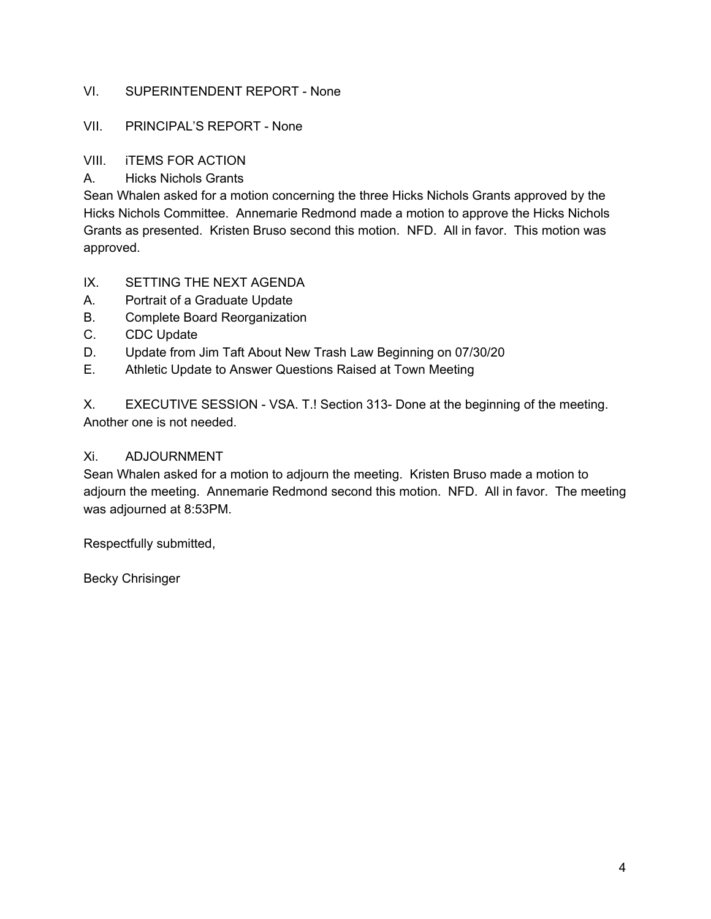VI. SUPERINTENDENT REPORT - None

VII. PRINCIPAL'S REPORT - None

VIII. iTEMS FOR ACTION

A. Hicks Nichols Grants

Sean Whalen asked for a motion concerning the three Hicks Nichols Grants approved by the Hicks Nichols Committee. Annemarie Redmond made a motion to approve the Hicks Nichols Grants as presented. Kristen Bruso second this motion. NFD. All in favor. This motion was approved.

IX. SETTING THE NEXT AGENDA

A. Portrait of a Graduate Update

B. Complete Board Reorganization

C. CDC Update

D. Update from Jim Taft About New Trash Law Beginning on 07/30/20

E. Athletic Update to Answer Questions Raised at Town Meeting

X. EXECUTIVE SESSION - VSA. T.! Section 313- Done at the beginning of the meeting. Another one is not needed.

Xi. ADJOURNMENT

Sean Whalen asked for a motion to adjourn the meeting. Kristen Bruso made a motion to adjourn the meeting. Annemarie Redmond second this motion. NFD. All in favor. The meeting was adjourned at 8:53PM.

Respectfully submitted,

Becky Chrisinger